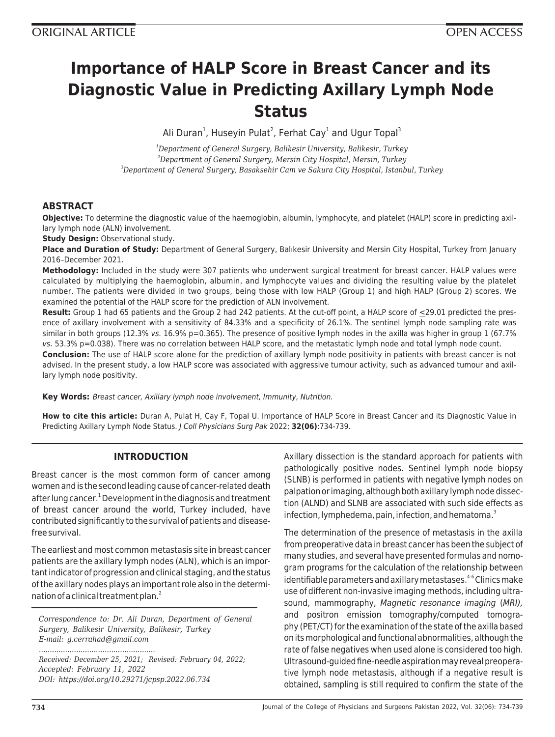ORIGINAL ARTICLE

OPEN ACCESS

# Importance of HALP Score in Breast Cancer and its Diagnostic Value in Predicting Axillary Lymph Node Status

Ali Duran[1], Huseyin Pulat[2], Ferhat Cay[1] and Ugur Topal[3]

[1]*Department of General Surgery, Balikesir University, Balikesir, Turkey*
[2]*Department of General Surgery, Mersin City Hospital, Mersin, Turkey*
[3]*Department of General Surgery, Basaksehir Cam ve Sakura City Hospital, Istanbul, Turkey*

## ABSTRACT

**Objective:** To determine the diagnostic value of the haemoglobin, albumin, lymphocyte, and platelet (HALP) score in predicting axillary lymph node (ALN) involvement.

**Study Design:** Observational study.

**Place and Duration of Study:** Department of General Surgery, Balıkesir University and Mersin City Hospital, Turkey from January 2016–December 2021.

**Methodology:** Included in the study were 307 patients who underwent surgical treatment for breast cancer. HALP values were calculated by multiplying the haemoglobin, albumin, and lymphocyte values and dividing the resulting value by the platelet number. The patients were divided in two groups, being those with low HALP (Group 1) and high HALP (Group 2) scores. We examined the potential of the HALP score for the prediction of ALN involvement.

**Result:** Group 1 had 65 patients and the Group 2 had 242 patients. At the cut-off point, a HALP score of ≤29.01 predicted the presence of axillary involvement with a sensitivity of 84.33% and a specificity of 26.1%. The sentinel lymph node sampling rate was similar in both groups (12.3% *vs.* 16.9% p=0.365). The presence of positive lymph nodes in the axilla was higher in group 1 (67.7% *vs.* 53.3% p=0.038). There was no correlation between HALP score, and the metastatic lymph node and total lymph node count.

**Conclusion:** The use of HALP score alone for the prediction of axillary lymph node positivity in patients with breast cancer is not advised. In the present study, a low HALP score was associated with aggressive tumour activity, such as advanced tumour and axillary lymph node positivity.

**Key Words:** *Breast cancer, Axillary lymph node involvement, Immunity, Nutrition.*

**How to cite this article:** Duran A, Pulat H, Cay F, Topal U. Importance of HALP Score in Breast Cancer and its Diagnostic Value in Predicting Axillary Lymph Node Status. *J Coll Physicians Surg Pak* 2022; **32(06)**:734-739.

## INTRODUCTION

Breast cancer is the most common form of cancer among women and is the second leading cause of cancer-related death after lung cancer.[1] Development in the diagnosis and treatment of breast cancer around the world, Turkey included, have contributed significantly to the survival of patients and disease-free survival.

The earliest and most common metastasis site in breast cancer patients are the axillary lymph nodes (ALN), which is an important indicator of progression and clinical staging, and the status of the axillary nodes plays an important role also in the determination of a clinical treatment plan.[2]

Axillary dissection is the standard approach for patients with pathologically positive nodes. Sentinel lymph node biopsy (SLNB) is performed in patients with negative lymph nodes on palpation or imaging, although both axillary lymph node dissection (ALND) and SLNB are associated with such side effects as infection, lymphedema, pain, infection, and hematoma.[3]

The determination of the presence of metastasis in the axilla from preoperative data in breast cancer has been the subject of many studies, and several have presented formulas and nomogram programs for the calculation of the relationship between identifiable parameters and axillary metastases.[4-6] Clinics make use of different non-invasive imaging methods, including ultrasound, mammography, *Magnetic resonance imaging* (*MRI)*, and positron emission tomography/computed tomography (PET/CT) for the examination of the state of the axilla based on its morphological and functional abnormalities, although the rate of false negatives when used alone is considered too high. Ultrasound-guided fine-needle aspiration may reveal preoperative lymph node metastasis, although if a negative result is obtained, sampling is still required to confirm the state of the

*Correspondence to: Dr. Ali Duran, Department of General Surgery, Balikesir University, Balikesir, Turkey*
*E-mail: g.cerrahad@gmail.com*

*Received: December 25, 2021; Revised: February 04, 2022; Accepted: February 11, 2022*
*DOI: https://doi.org/10.29271/jcpsp.2022.06.734*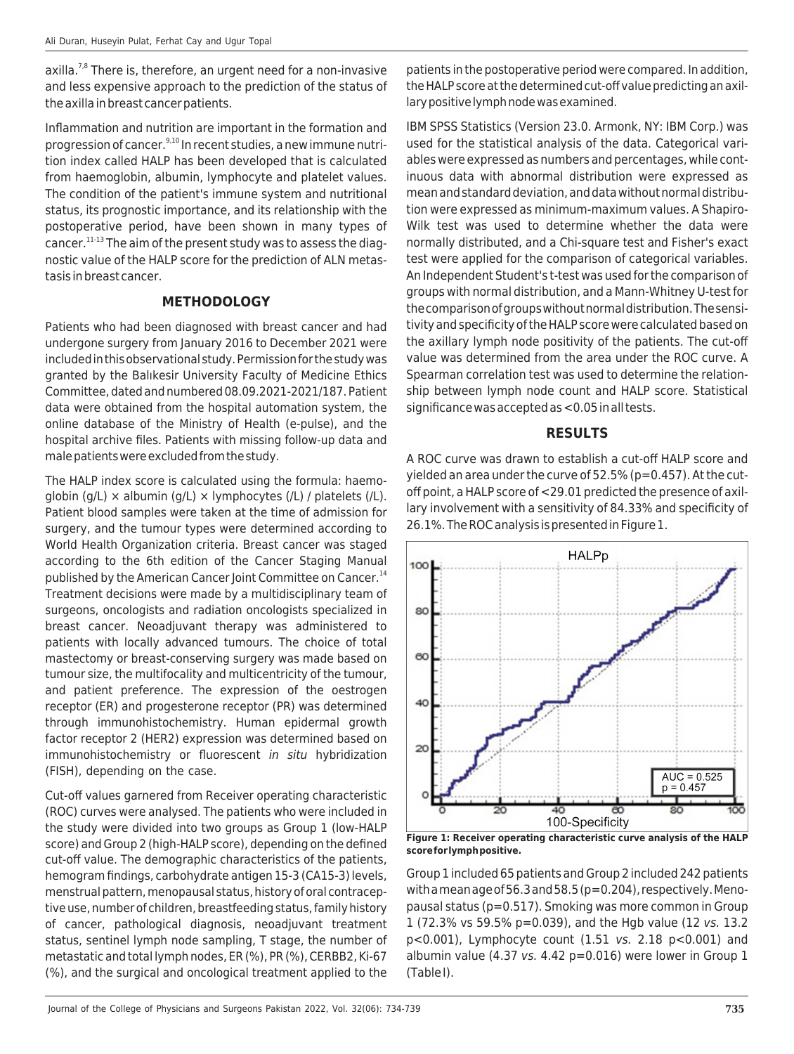axilla.[7,8] There is, therefore, an urgent need for a non-invasive and less expensive approach to the prediction of the status of the axilla in breast cancer patients.

Inflammation and nutrition are important in the formation and progression of cancer.[9,10] In recent studies, a new immune nutrition index called HALP has been developed that is calculated from haemoglobin, albumin, lymphocyte and platelet values. The condition of the patient's immune system and nutritional status, its prognostic importance, and its relationship with the postoperative period, have been shown in many types of cancer.[11-13] The aim of the present study was to assess the diagnostic value of the HALP score for the prediction of ALN metastasis in breast cancer.

## METHODOLOGY

Patients who had been diagnosed with breast cancer and had undergone surgery from January 2016 to December 2021 were included in this observational study. Permission for the study was granted by the Balıkesir University Faculty of Medicine Ethics Committee, dated and numbered 08.09.2021-2021/187. Patient data were obtained from the hospital automation system, the online database of the Ministry of Health (e-pulse), and the hospital archive files. Patients with missing follow-up data and male patients were excluded from the study.

The HALP index score is calculated using the formula: haemoglobin (g/L) × albumin (g/L) × lymphocytes (/L) / platelets (/L). Patient blood samples were taken at the time of admission for surgery, and the tumour types were determined according to World Health Organization criteria. Breast cancer was staged according to the 6th edition of the Cancer Staging Manual published by the American Cancer Joint Committee on Cancer.[14] Treatment decisions were made by a multidisciplinary team of surgeons, oncologists and radiation oncologists specialized in breast cancer. Neoadjuvant therapy was administered to patients with locally advanced tumours. The choice of total mastectomy or breast-conserving surgery was made based on tumour size, the multifocality and multicentricity of the tumour, and patient preference. The expression of the oestrogen receptor (ER) and progesterone receptor (PR) was determined through immunohistochemistry. Human epidermal growth factor receptor 2 (HER2) expression was determined based on immunohistochemistry or fluorescent *in situ* hybridization (FISH), depending on the case.

Cut-off values garnered from Receiver operating characteristic (ROC) curves were analysed. The patients who were included in the study were divided into two groups as Group 1 (low-HALP score) and Group 2 (high-HALP score), depending on the defined cut-off value. The demographic characteristics of the patients, hemogram findings, carbohydrate antigen 15-3 (CA15-3) levels, menstrual pattern, menopausal status, history of oral contraceptive use, number of children, breastfeeding status, family history of cancer, pathological diagnosis, neoadjuvant treatment status, sentinel lymph node sampling, T stage, the number of metastatic and total lymph nodes, ER (%), PR (%), CERBB2, Ki-67 (%), and the surgical and oncological treatment applied to the patients in the postoperative period were compared. In addition, the HALP score at the determined cut-off value predicting an axillary positive lymph node was examined.

IBM SPSS Statistics (Version 23.0. Armonk, NY: IBM Corp.) was used for the statistical analysis of the data. Categorical variables were expressed as numbers and percentages, while continuous data with abnormal distribution were expressed as mean and standard deviation, and data without normal distribution were expressed as minimum-maximum values. A Shapiro-Wilk test was used to determine whether the data were normally distributed, and a Chi-square test and Fisher's exact test were applied for the comparison of categorical variables. An Independent Student's t-test was used for the comparison of groups with normal distribution, and a Mann-Whitney U-test for the comparison of groups without normal distribution. The sensitivity and specificity of the HALP score were calculated based on the axillary lymph node positivity of the patients. The cut-off value was determined from the area under the ROC curve. A Spearman correlation test was used to determine the relationship between lymph node count and HALP score. Statistical significance was accepted as <0.05 in all tests.

## RESULTS

A ROC curve was drawn to establish a cut-off HALP score and yielded an area under the curve of 52.5% (p=0.457). At the cut-off point, a HALP score of <29.01 predicted the presence of axillary involvement with a sensitivity of 84.33% and specificity of 26.1%. The ROC analysis is presented in Figure 1.

**Figure 1: Receiver operating characteristic curve analysis of the HALP score for lymph positive.**

Group 1 included 65 patients and Group 2 included 242 patients with a mean age of 56.3 and 58.5 (p=0.204), respectively. Menopausal status (p=0.517). Smoking was more common in Group 1 (72.3% vs 59.5% p=0.039), and the Hgb value (12 *vs.* 13.2 p<0.001), Lymphocyte count (1.51 *vs.* 2.18 p<0.001) and albumin value (4.37 *vs.* 4.42 p=0.016) were lower in Group 1 (Table I).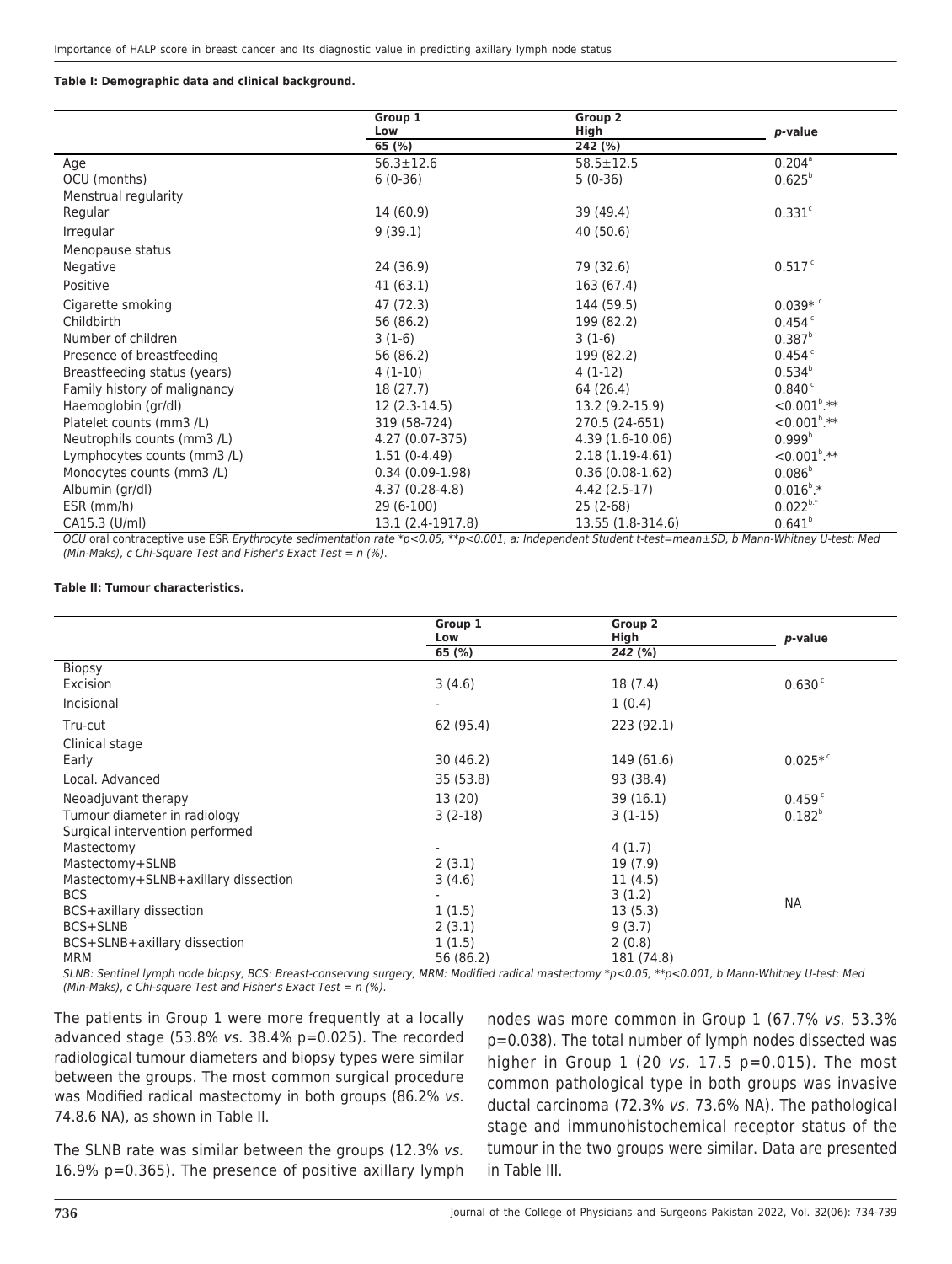**Table I: Demographic data and clinical background.**

| | Group 1 Low | Group 2 High | *p*-value |
|---|---|---|---|
| | 65 (%) | 242 (%) | |
| Age | 56.3±12.6 | 58.5±12.5 | 0.204[a] |
| OCU (months) | 6 (0-36) | 5 (0-36) | 0.625[b] |
| Menstrual regularity | | | |
| Regular | 14 (60.9) | 39 (49.4) | 0.331[c] |
| Irregular | 9 (39.1) | 40 (50.6) | |
| Menopause status | | | |
| Negative | 24 (36.9) | 79 (32.6) | 0.517[c] |
| Positive | 41 (63.1) | 163 (67.4) | |
| Cigarette smoking | 47 (72.3) | 144 (59.5) | 0.039*[c] |
| Childbirth | 56 (86.2) | 199 (82.2) | 0.454[c] |
| Number of children | 3 (1-6) | 3 (1-6) | 0.387[b] |
| Presence of breastfeeding | 56 (86.2) | 199 (82.2) | 0.454[c] |
| Breastfeeding status (years) | 4 (1-10) | 4 (1-12) | 0.534[b] |
| Family history of malignancy | 18 (27.7) | 64 (26.4) | 0.840[c] |
| Haemoglobin (gr/dl) | 12 (2.3-14.5) | 13.2 (9.2-15.9) | <0.001[b],** |
| Platelet counts (mm3 /L) | 319 (58-724) | 270.5 (24-651) | <0.001[b],** |
| Neutrophils counts (mm3 /L) | 4.27 (0.07-375) | 4.39 (1.6-10.06) | 0.999[b] |
| Lymphocytes counts (mm3 /L) | 1.51 (0-4.49) | 2.18 (1.19-4.61) | <0.001[b],** |
| Monocytes counts (mm3 /L) | 0.34 (0.09-1.98) | 0.36 (0.08-1.62) | 0.086[b] |
| Albumin (gr/dl) | 4.37 (0.28-4.8) | 4.42 (2.5-17) | 0.016[b],* |
| ESR (mm/h) | 29 (6-100) | 25 (2-68) | 0.022[b],* |
| CA15.3 (U/ml) | 13.1 (2.4-1917.8) | 13.55 (1.8-314.6) | 0.641[b] |

*OCU* oral contraceptive use ESR *Erythrocyte sedimentation rate \*p<0.05, \*\*p<0.001, a: Independent Student t-test=mean±SD, b Mann-Whitney U-test: Med (Min-Maks), c Chi-Square Test and Fisher's Exact Test = n (%).*

**Table II: Tumour characteristics.**

| | Group 1 Low | Group 2 High | *p*-value |
|---|---|---|---|
| | 65 (%) | *242* (%) | |
| Biopsy | | | |
| Excision | 3 (4.6) | 18 (7.4) | 0.630[c] |
| Incisional | - | 1 (0.4) | |
| Tru-cut | 62 (95.4) | 223 (92.1) | |
| Clinical stage | | | |
| Early | 30 (46.2) | 149 (61.6) | 0.025*[c] |
| Local. Advanced | 35 (53.8) | 93 (38.4) | |
| Neoadjuvant therapy | 13 (20) | 39 (16.1) | 0.459[c] |
| Tumour diameter in radiology | 3 (2-18) | 3 (1-15) | 0.182[b] |
| Surgical intervention performed | | | |
| Mastectomy | - | 4 (1.7) | NA |
| Mastectomy+SLNB | 2 (3.1) | 19 (7.9) | |
| Mastectomy+SLNB+axillary dissection | 3 (4.6) | 11 (4.5) | |
| BCS | - | 3 (1.2) | |
| BCS+axillary dissection | 1 (1.5) | 13 (5.3) | |
| BCS+SLNB | 2 (3.1) | 9 (3.7) | |
| BCS+SLNB+axillary dissection | 1 (1.5) | 2 (0.8) | |
| MRM | 56 (86.2) | 181 (74.8) | |

*SLNB: Sentinel lymph node biopsy, BCS: Breast-conserving surgery, MRM: Modified radical mastectomy \*p<0.05, \*\*p<0.001, b Mann-Whitney U-test: Med (Min-Maks), c Chi-square Test and Fisher's Exact Test = n (%).*

The patients in Group 1 were more frequently at a locally advanced stage (53.8% *vs.* 38.4% p=0.025). The recorded radiological tumour diameters and biopsy types were similar between the groups. The most common surgical procedure was Modified radical mastectomy in both groups (86.2% *vs.* 74.8.6 NA), as shown in Table II.

The SLNB rate was similar between the groups (12.3% *vs.* 16.9% p=0.365). The presence of positive axillary lymph nodes was more common in Group 1 (67.7% *vs.* 53.3% p=0.038). The total number of lymph nodes dissected was higher in Group 1 (20 *vs.* 17.5 p=0.015). The most common pathological type in both groups was invasive ductal carcinoma (72.3% *vs.* 73.6% NA). The pathological stage and immunohistochemical receptor status of the tumour in the two groups were similar. Data are presented in Table III.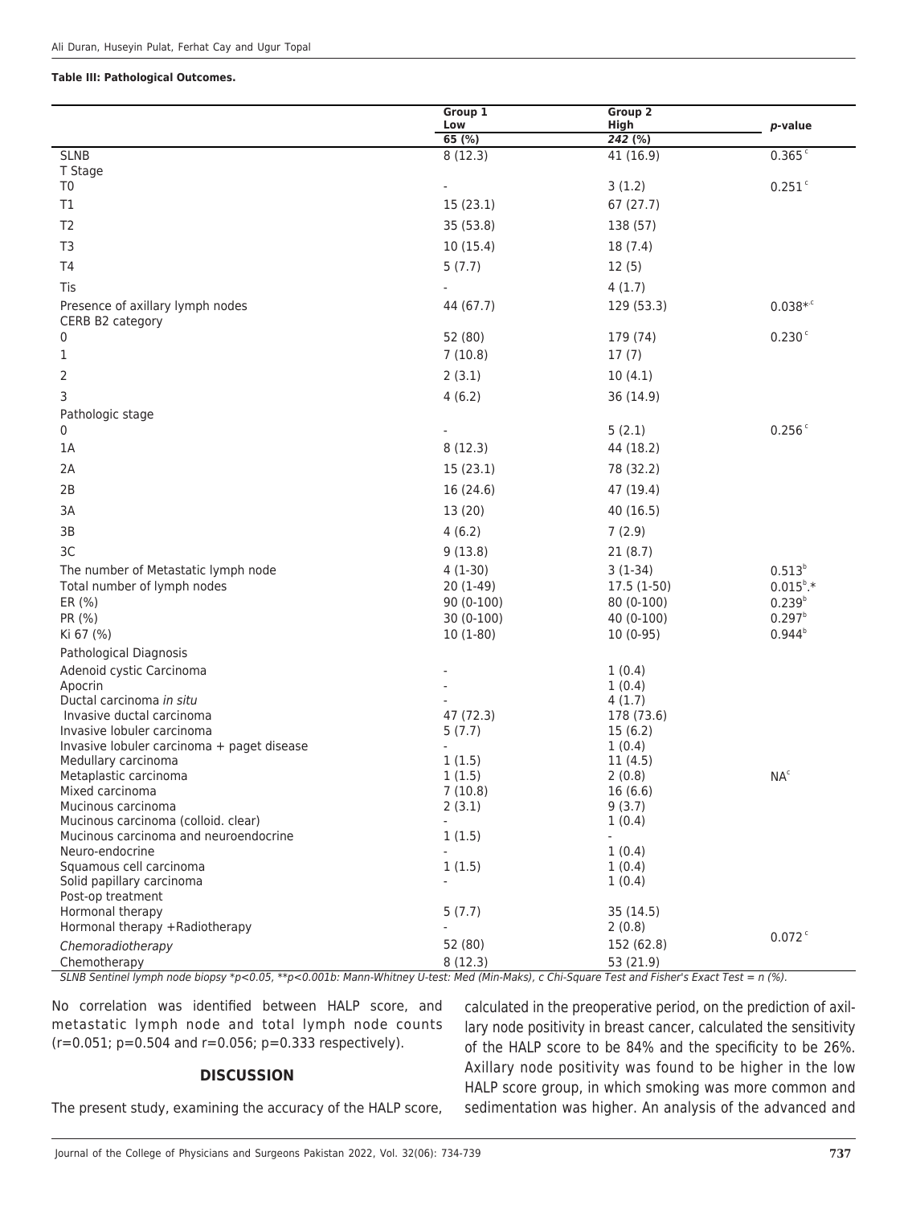**Table III: Pathological Outcomes.**

| | Group 1 Low 65 (%) | Group 2 High 242 (%) | p-value |
|---|---|---|---|
| SLNB | 8 (12.3) | 41 (16.9) | 0.365 [c] |
| T Stage | | | |
| T0 | - | 3 (1.2) | 0.251 [c] |
| T1 | 15 (23.1) | 67 (27.7) | |
| T2 | 35 (53.8) | 138 (57) | |
| T3 | 10 (15.4) | 18 (7.4) | |
| T4 | 5 (7.7) | 12 (5) | |
| Tis | - | 4 (1.7) | |
| Presence of axillary lymph nodes | 44 (67.7) | 129 (53.3) | 0.038*[c] |
| CERB B2 category | | | |
| 0 | 52 (80) | 179 (74) | 0.230 [c] |
| 1 | 7 (10.8) | 17 (7) | |
| 2 | 2 (3.1) | 10 (4.1) | |
| 3 | 4 (6.2) | 36 (14.9) | |
| Pathologic stage | | | |
| 0 | - | 5 (2.1) | 0.256 [c] |
| 1A | 8 (12.3) | 44 (18.2) | |
| 2A | 15 (23.1) | 78 (32.2) | |
| 2B | 16 (24.6) | 47 (19.4) | |
| 3A | 13 (20) | 40 (16.5) | |
| 3B | 4 (6.2) | 7 (2.9) | |
| 3C | 9 (13.8) | 21 (8.7) | |
| The number of Metastatic lymph node | 4 (1-30) | 3 (1-34) | 0.513 [b] |
| Total number of lymph nodes | 20 (1-49) | 17.5 (1-50) | 0.015 [b],* |
| ER (%) | 90 (0-100) | 80 (0-100) | 0.239 [b] |
| PR (%) | 30 (0-100) | 40 (0-100) | 0.297 [b] |
| Ki 67 (%) | 10 (1-80) | 10 (0-95) | 0.944 [b] |
| Pathological Diagnosis | | | |
| Adenoid cystic Carcinoma | - | 1 (0.4) | NA [c] |
| Apocrin | - | 1 (0.4) | |
| Ductal carcinoma *in situ* | - | 4 (1.7) | |
| Invasive ductal carcinoma | 47 (72.3) | 178 (73.6) | |
| Invasive lobuler carcinoma | 5 (7.7) | 15 (6.2) | |
| Invasive lobuler carcinoma + paget disease | - | 1 (0.4) | |
| Medullary carcinoma | 1 (1.5) | 11 (4.5) | |
| Metaplastic carcinoma | 1 (1.5) | 2 (0.8) | |
| Mixed carcinoma | 7 (10.8) | 16 (6.6) | |
| Mucinous carcinoma | 2 (3.1) | 9 (3.7) | |
| Mucinous carcinoma (colloid. clear) | - | 1 (0.4) | |
| Mucinous carcinoma and neuroendocrine | 1 (1.5) | - | |
| Neuro-endocrine | - | 1 (0.4) | |
| Squamous cell carcinoma | 1 (1.5) | 1 (0.4) | |
| Solid papillary carcinoma | - | 1 (0.4) | |
| Post-op treatment | | | |
| Hormonal therapy | 5 (7.7) | 35 (14.5) | 0.072 [c] |
| Hormonal therapy +Radiotherapy | - | 2 (0.8) | |
| *Chemoradiotherapy* | 52 (80) | 152 (62.8) | |
| Chemotherapy | 8 (12.3) | 53 (21.9) | |

*SLNB Sentinel lymph node biopsy \*p<0.05, \*\*p<0.001b: Mann-Whitney U-test: Med (Min-Maks), c Chi-Square Test and Fisher's Exact Test = n (%).*

No correlation was identified between HALP score, and metastatic lymph node and total lymph node counts ($r=0.051$; $p=0.504$ and $r=0.056$; $p=0.333$ respectively).

## DISCUSSION

The present study, examining the accuracy of the HALP score, calculated in the preoperative period, on the prediction of axillary node positivity in breast cancer, calculated the sensitivity of the HALP score to be 84% and the specificity to be 26%. Axillary node positivity was found to be higher in the low HALP score group, in which smoking was more common and sedimentation was higher. An analysis of the advanced and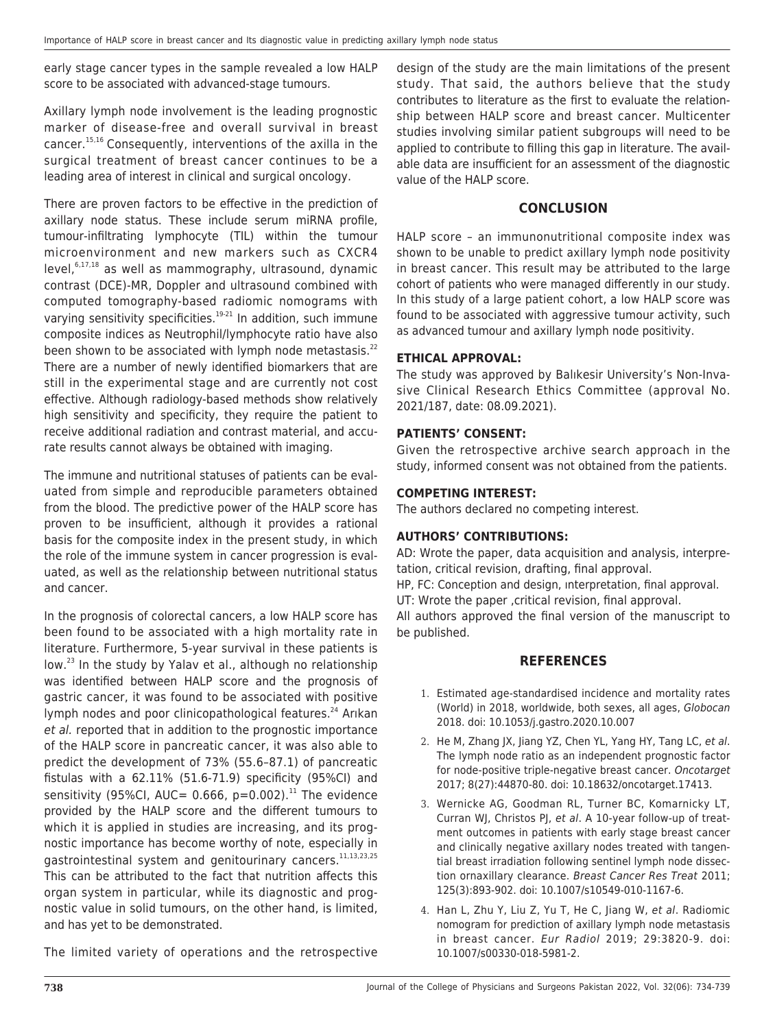early stage cancer types in the sample revealed a low HALP score to be associated with advanced-stage tumours.

Axillary lymph node involvement is the leading prognostic marker of disease-free and overall survival in breast cancer.[15,16] Consequently, interventions of the axilla in the surgical treatment of breast cancer continues to be a leading area of interest in clinical and surgical oncology.

There are proven factors to be effective in the prediction of axillary node status. These include serum miRNA profile, tumour-infiltrating lymphocyte (TIL) within the tumour microenvironment and new markers such as CXCR4 level,[6,17,18] as well as mammography, ultrasound, dynamic contrast (DCE)-MR, Doppler and ultrasound combined with computed tomography-based radiomic nomograms with varying sensitivity specificities.[19-21] In addition, such immune composite indices as Neutrophil/lymphocyte ratio have also been shown to be associated with lymph node metastasis.[22] There are a number of newly identified biomarkers that are still in the experimental stage and are currently not cost effective. Although radiology-based methods show relatively high sensitivity and specificity, they require the patient to receive additional radiation and contrast material, and accurate results cannot always be obtained with imaging.

The immune and nutritional statuses of patients can be evaluated from simple and reproducible parameters obtained from the blood. The predictive power of the HALP score has proven to be insufficient, although it provides a rational basis for the composite index in the present study, in which the role of the immune system in cancer progression is evaluated, as well as the relationship between nutritional status and cancer.

In the prognosis of colorectal cancers, a low HALP score has been found to be associated with a high mortality rate in literature. Furthermore, 5-year survival in these patients is low.[23] In the study by Yalav et al., although no relationship was identified between HALP score and the prognosis of gastric cancer, it was found to be associated with positive lymph nodes and poor clinicopathological features.[24] Arıkan *et al.* reported that in addition to the prognostic importance of the HALP score in pancreatic cancer, it was also able to predict the development of 73% (55.6–87.1) of pancreatic fistulas with a 62.11% (51.6-71.9) specificity (95%CI) and sensitivity (95%CI, AUC= 0.666, p=0.002).[11] The evidence provided by the HALP score and the different tumours to which it is applied in studies are increasing, and its prognostic importance has become worthy of note, especially in gastrointestinal system and genitourinary cancers.[11,13,23,25] This can be attributed to the fact that nutrition affects this organ system in particular, while its diagnostic and prognostic value in solid tumours, on the other hand, is limited, and has yet to be demonstrated.

The limited variety of operations and the retrospective design of the study are the main limitations of the present study. That said, the authors believe that the study contributes to literature as the first to evaluate the relationship between HALP score and breast cancer. Multicenter studies involving similar patient subgroups will need to be applied to contribute to filling this gap in literature. The available data are insufficient for an assessment of the diagnostic value of the HALP score.

## CONCLUSION

HALP score – an immunonutritional composite index was shown to be unable to predict axillary lymph node positivity in breast cancer. This result may be attributed to the large cohort of patients who were managed differently in our study. In this study of a large patient cohort, a low HALP score was found to be associated with aggressive tumour activity, such as advanced tumour and axillary lymph node positivity.

**ETHICAL APPROVAL:**

The study was approved by Balıkesir University's Non-Invasive Clinical Research Ethics Committee (approval No. 2021/187, date: 08.09.2021).

**PATIENTS' CONSENT:**

Given the retrospective archive search approach in the study, informed consent was not obtained from the patients.

**COMPETING INTEREST:**

The authors declared no competing interest.

**AUTHORS' CONTRIBUTIONS:**

AD: Wrote the paper, data acquisition and analysis, interpretation, critical revision, drafting, final approval.

HP, FC: Conception and design, ınterpretation, final approval.

UT: Wrote the paper ,critical revision, final approval.

All authors approved the final version of the manuscript to be published.

## REFERENCES

1. Estimated age-standardised incidence and mortality rates (World) in 2018, worldwide, both sexes, all ages, *Globocan* 2018. doi: 10.1053/j.gastro.2020.10.007
2. He M, Zhang JX, Jiang YZ, Chen YL, Yang HY, Tang LC, *et al*. The lymph node ratio as an independent prognostic factor for node-positive triple-negative breast cancer. *Oncotarget* 2017; 8(27):44870-80. doi: 10.18632/oncotarget.17413.
3. Wernicke AG, Goodman RL, Turner BC, Komarnicky LT, Curran WJ, Christos PJ, *et al*. A 10-year follow-up of treatment outcomes in patients with early stage breast cancer and clinically negative axillary nodes treated with tangential breast irradiation following sentinel lymph node dissection ornaxillary clearance. *Breast Cancer Res Treat* 2011; 125(3):893-902. doi: 10.1007/s10549-010-1167-6.
4. Han L, Zhu Y, Liu Z, Yu T, He C, Jiang W, *et al*. Radiomic nomogram for prediction of axillary lymph node metastasis in breast cancer. *Eur Radiol* 2019; 29:3820-9. doi: 10.1007/s00330-018-5981-2.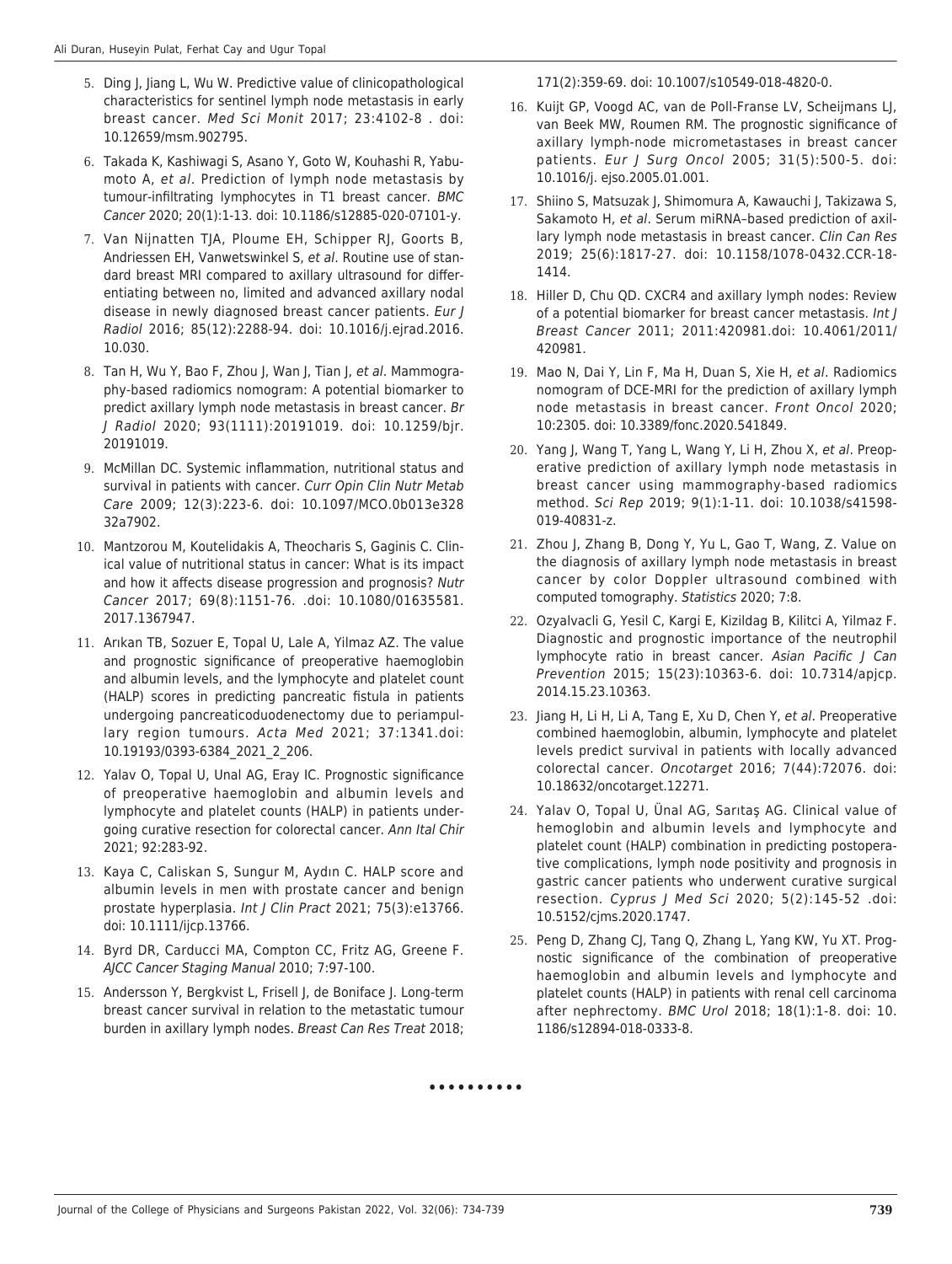5. Ding J, Jiang L, Wu W. Predictive value of clinicopathological characteristics for sentinel lymph node metastasis in early breast cancer. *Med Sci Monit* 2017; 23:4102-8 . doi: 10.12659/msm.902795.
6. Takada K, Kashiwagi S, Asano Y, Goto W, Kouhashi R, Yabumoto A, *et al*. Prediction of lymph node metastasis by tumour-infiltrating lymphocytes in T1 breast cancer. *BMC Cancer* 2020; 20(1):1-13. doi: 10.1186/s12885-020-07101-y.
7. Van Nijnatten TJA, Ploume EH, Schipper RJ, Goorts B, Andriessen EH, Vanwetswinkel S, *et al*. Routine use of standard breast MRI compared to axillary ultrasound for differentiating between no, limited and advanced axillary nodal disease in newly diagnosed breast cancer patients. *Eur J Radiol* 2016; 85(12):2288-94. doi: 10.1016/j.ejrad.2016.10.030.
8. Tan H, Wu Y, Bao F, Zhou J, Wan J, Tian J, *et al*. Mammography-based radiomics nomogram: A potential biomarker to predict axillary lymph node metastasis in breast cancer. *Br J Radiol* 2020; 93(1111):20191019. doi: 10.1259/bjr.20191019.
9. McMillan DC. Systemic inflammation, nutritional status and survival in patients with cancer. *Curr Opin Clin Nutr Metab Care* 2009; 12(3):223-6. doi: 10.1097/MCO.0b013e32832a7902.
10. Mantzorou M, Koutelidakis A, Theocharis S, Gaginis C. Clinical value of nutritional status in cancer: What is its impact and how it affects disease progression and prognosis? *Nutr Cancer* 2017; 69(8):1151-76. .doi: 10.1080/01635581.2017.1367947.
11. Arıkan TB, Sozuer E, Topal U, Lale A, Yilmaz AZ. The value and prognostic significance of preoperative haemoglobin and albumin levels, and the lymphocyte and platelet count (HALP) scores in predicting pancreatic fistula in patients undergoing pancreaticoduodenectomy due to periampullary region tumours. *Acta Med* 2021; 37:1341.doi: 10.19193/0393-6384_2021_2_206.
12. Yalav O, Topal U, Unal AG, Eray IC. Prognostic significance of preoperative haemoglobin and albumin levels and lymphocyte and platelet counts (HALP) in patients undergoing curative resection for colorectal cancer. *Ann Ital Chir* 2021; 92:283-92.
13. Kaya C, Caliskan S, Sungur M, Aydın C. HALP score and albumin levels in men with prostate cancer and benign prostate hyperplasia. *Int J Clin Pract* 2021; 75(3):e13766. doi: 10.1111/ijcp.13766.
14. Byrd DR, Carducci MA, Compton CC, Fritz AG, Greene F. *AJCC Cancer Staging Manual* 2010; 7:97-100.
15. Andersson Y, Bergkvist L, Frisell J, de Boniface J. Long-term breast cancer survival in relation to the metastatic tumour burden in axillary lymph nodes. *Breast Can Res Treat* 2018; 171(2):359-69. doi: 10.1007/s10549-018-4820-0.
16. Kuijt GP, Voogd AC, van de Poll-Franse LV, Scheijmans LJ, van Beek MW, Roumen RM. The prognostic significance of axillary lymph-node micrometastases in breast cancer patients. *Eur J Surg Oncol* 2005; 31(5):500-5. doi: 10.1016/j. ejso.2005.01.001.
17. Shiino S, Matsuzak J, Shimomura A, Kawauchi J, Takizawa S, Sakamoto H, *et al*. Serum miRNA–based prediction of axillary lymph node metastasis in breast cancer. *Clin Can Res* 2019; 25(6):1817-27. doi: 10.1158/1078-0432.CCR-18-1414.
18. Hiller D, Chu QD. CXCR4 and axillary lymph nodes: Review of a potential biomarker for breast cancer metastasis. *Int J Breast Cancer* 2011; 2011:420981.doi: 10.4061/2011/420981.
19. Mao N, Dai Y, Lin F, Ma H, Duan S, Xie H, *et al*. Radiomics nomogram of DCE-MRI for the prediction of axillary lymph node metastasis in breast cancer. *Front Oncol* 2020; 10:2305. doi: 10.3389/fonc.2020.541849.
20. Yang J, Wang T, Yang L, Wang Y, Li H, Zhou X, *et al*. Preoperative prediction of axillary lymph node metastasis in breast cancer using mammography-based radiomics method. *Sci Rep* 2019; 9(1):1-11. doi: 10.1038/s41598-019-40831-z.
21. Zhou J, Zhang B, Dong Y, Yu L, Gao T, Wang, Z. Value on the diagnosis of axillary lymph node metastasis in breast cancer by color Doppler ultrasound combined with computed tomography. *Statistics* 2020; 7:8.
22. Ozyalvacli G, Yesil C, Kargi E, Kizildag B, Kilitci A, Yilmaz F. Diagnostic and prognostic importance of the neutrophil lymphocyte ratio in breast cancer. *Asian Pacific J Can Prevention* 2015; 15(23):10363-6. doi: 10.7314/apjcp.2014.15.23.10363.
23. Jiang H, Li H, Li A, Tang E, Xu D, Chen Y, *et al*. Preoperative combined haemoglobin, albumin, lymphocyte and platelet levels predict survival in patients with locally advanced colorectal cancer. *Oncotarget* 2016; 7(44):72076. doi: 10.18632/oncotarget.12271.
24. Yalav O, Topal U, Ünal AG, Sarıtaş AG. Clinical value of hemoglobin and albumin levels and lymphocyte and platelet count (HALP) combination in predicting postoperative complications, lymph node positivity and prognosis in gastric cancer patients who underwent curative surgical resection. *Cyprus J Med Sci* 2020; 5(2):145-52 .doi: 10.5152/cjms.2020.1747.
25. Peng D, Zhang CJ, Tang Q, Zhang L, Yang KW, Yu XT. Prognostic significance of the combination of preoperative haemoglobin and albumin levels and lymphocyte and platelet counts (HALP) in patients with renal cell carcinoma after nephrectomy. *BMC Urol* 2018; 18(1):1-8. doi: 10.1186/s12894-018-0333-8.

• • • • • • • • • •